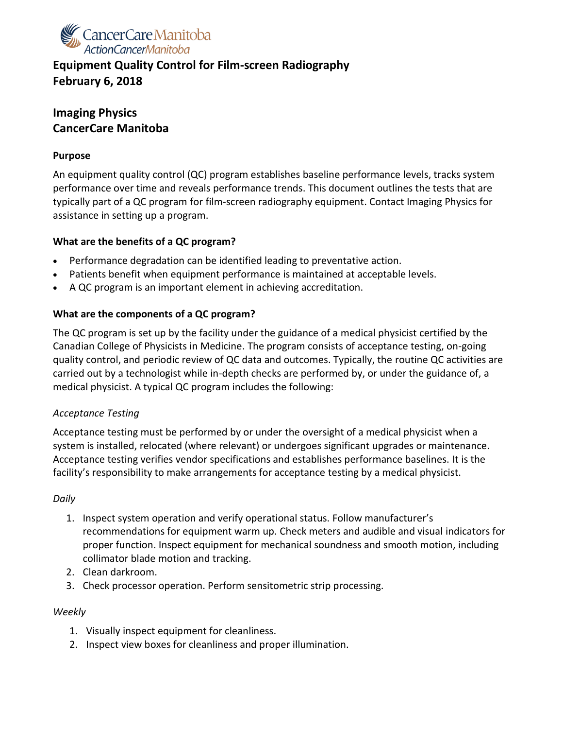CancerCare Manitoba
ActionCancerManitoba

# Equipment Quality Control for Film-screen Radiography
# February 6, 2018

## Imaging Physics
## CancerCare Manitoba

### Purpose

An equipment quality control (QC) program establishes baseline performance levels, tracks system performance over time and reveals performance trends. This document outlines the tests that are typically part of a QC program for film-screen radiography equipment. Contact Imaging Physics for assistance in setting up a program.

### What are the benefits of a QC program?

- Performance degradation can be identified leading to preventative action.
- Patients benefit when equipment performance is maintained at acceptable levels.
- A QC program is an important element in achieving accreditation.

### What are the components of a QC program?

The QC program is set up by the facility under the guidance of a medical physicist certified by the Canadian College of Physicists in Medicine. The program consists of acceptance testing, on-going quality control, and periodic review of QC data and outcomes. Typically, the routine QC activities are carried out by a technologist while in-depth checks are performed by, or under the guidance of, a medical physicist. A typical QC program includes the following:

*Acceptance Testing*

Acceptance testing must be performed by or under the oversight of a medical physicist when a system is installed, relocated (where relevant) or undergoes significant upgrades or maintenance. Acceptance testing verifies vendor specifications and establishes performance baselines. It is the facility's responsibility to make arrangements for acceptance testing by a medical physicist.

*Daily*

1. Inspect system operation and verify operational status. Follow manufacturer's recommendations for equipment warm up. Check meters and audible and visual indicators for proper function. Inspect equipment for mechanical soundness and smooth motion, including collimator blade motion and tracking.
2. Clean darkroom.
3. Check processor operation. Perform sensitometric strip processing.

*Weekly*

1. Visually inspect equipment for cleanliness.
2. Inspect view boxes for cleanliness and proper illumination.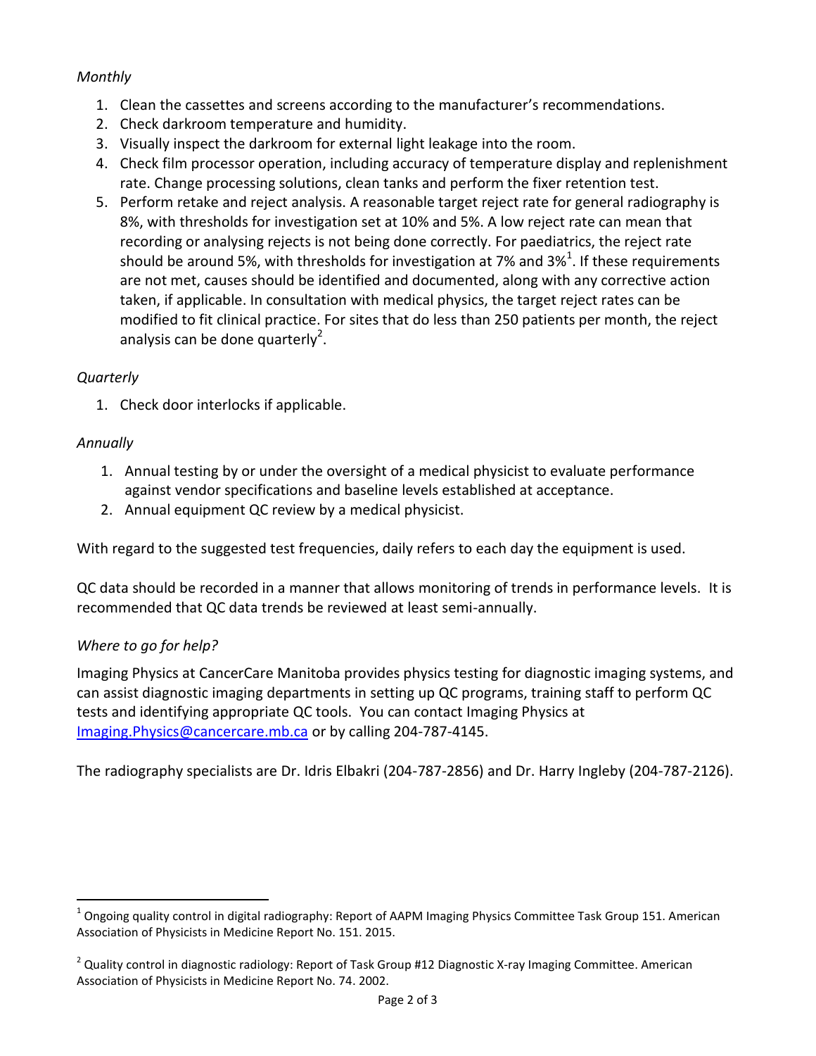*Monthly*

1. Clean the cassettes and screens according to the manufacturer's recommendations.
2. Check darkroom temperature and humidity.
3. Visually inspect the darkroom for external light leakage into the room.
4. Check film processor operation, including accuracy of temperature display and replenishment rate. Change processing solutions, clean tanks and perform the fixer retention test.
5. Perform retake and reject analysis. A reasonable target reject rate for general radiography is 8%, with thresholds for investigation set at 10% and 5%. A low reject rate can mean that recording or analysing rejects is not being done correctly. For paediatrics, the reject rate should be around 5%, with thresholds for investigation at 7% and 3%[1]. If these requirements are not met, causes should be identified and documented, along with any corrective action taken, if applicable. In consultation with medical physics, the target reject rates can be modified to fit clinical practice. For sites that do less than 250 patients per month, the reject analysis can be done quarterly[2].

*Quarterly*

1. Check door interlocks if applicable.

*Annually*

1. Annual testing by or under the oversight of a medical physicist to evaluate performance against vendor specifications and baseline levels established at acceptance.
2. Annual equipment QC review by a medical physicist.

With regard to the suggested test frequencies, daily refers to each day the equipment is used.

QC data should be recorded in a manner that allows monitoring of trends in performance levels. It is recommended that QC data trends be reviewed at least semi-annually.

*Where to go for help?*

Imaging Physics at CancerCare Manitoba provides physics testing for diagnostic imaging systems, and can assist diagnostic imaging departments in setting up QC programs, training staff to perform QC tests and identifying appropriate QC tools. You can contact Imaging Physics at Imaging.Physics@cancercare.mb.ca or by calling 204-787-4145.

The radiography specialists are Dr. Idris Elbakri (204-787-2856) and Dr. Harry Ingleby (204-787-2126).

---

[1] Ongoing quality control in digital radiography: Report of AAPM Imaging Physics Committee Task Group 151. American Association of Physicists in Medicine Report No. 151. 2015.

[2] Quality control in diagnostic radiology: Report of Task Group #12 Diagnostic X-ray Imaging Committee. American Association of Physicists in Medicine Report No. 74. 2002.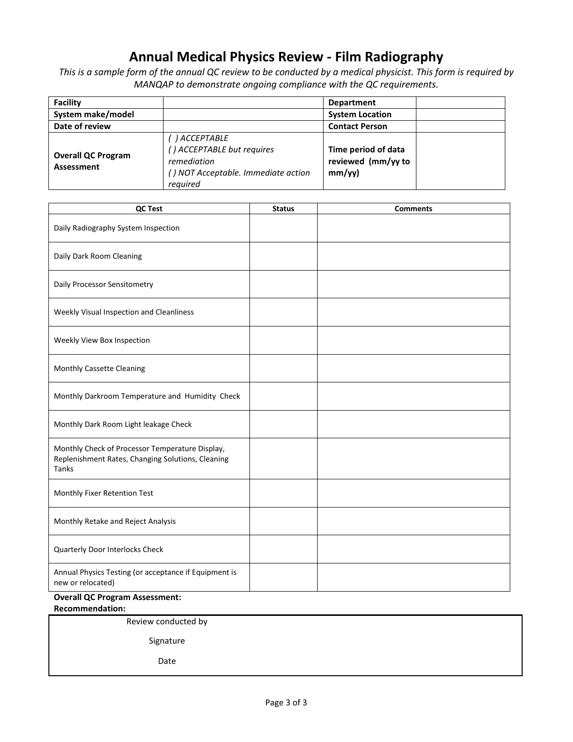# Annual Medical Physics Review - Film Radiography

*This is a sample form of the annual QC review to be conducted by a medical physicist. This form is required by MANQAP to demonstrate ongoing compliance with the QC requirements.*

| | | | |
|---|---|---|---|
| **Facility** | | **Department** | |
| **System make/model** | | **System Location** | |
| **Date of review** | | **Contact Person** | |
| **Overall QC Program Assessment** | *( ) ACCEPTABLE*<br>*( ) ACCEPTABLE but requires remediation*<br>*( ) NOT Acceptable. Immediate action required* | **Time period of data reviewed (mm/yy to mm/yy)** | |

| QC Test | Status | Comments |
|---|---|---|
| Daily Radiography System Inspection | | |
| Daily Dark Room Cleaning | | |
| Daily Processor Sensitometry | | |
| Weekly Visual Inspection and Cleanliness | | |
| Weekly View Box Inspection | | |
| Monthly Cassette Cleaning | | |
| Monthly Darkroom Temperature and Humidity Check | | |
| Monthly Dark Room Light leakage Check | | |
| Monthly Check of Processor Temperature Display, Replenishment Rates, Changing Solutions, Cleaning Tanks | | |
| Monthly Fixer Retention Test | | |
| Monthly Retake and Reject Analysis | | |
| Quarterly Door Interlocks Check | | |
| Annual Physics Testing (or acceptance if Equipment is new or relocated) | | |

**Overall QC Program Assessment:**

**Recommendation:**

Review conducted by

Signature

Date